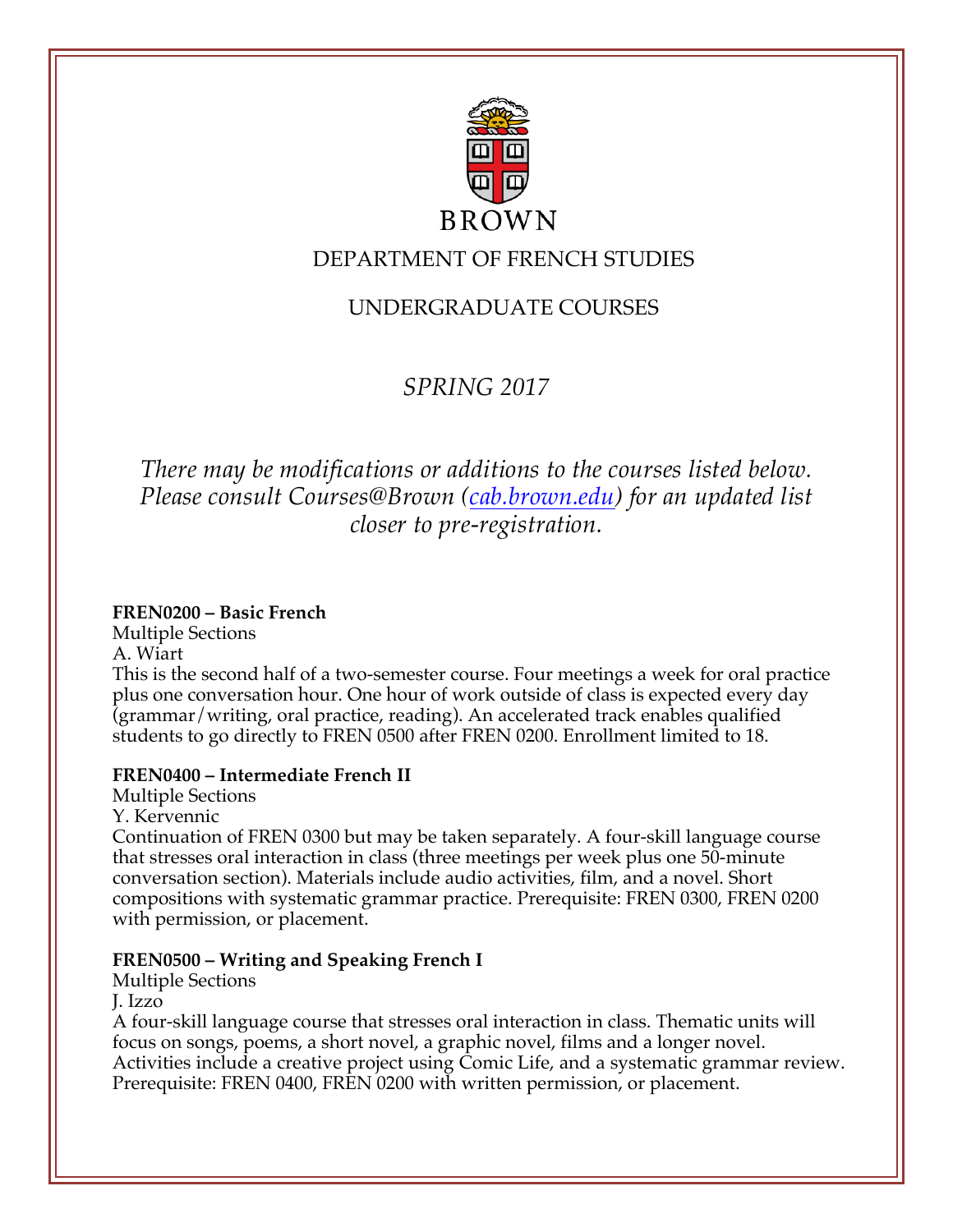BROWN

# DEPARTMENT OF FRENCH STUDIES

## UNDERGRADUATE COURSES

*SPRING 2017*

*There may be modifications or additions to the courses listed below. Please consult Courses@Brown ([cab.brown.edu](cab.brown.edu)) for an updated list closer to pre-registration.*

**FREN0200 – Basic French**
Multiple Sections
A. Wiart
This is the second half of a two-semester course. Four meetings a week for oral practice plus one conversation hour. One hour of work outside of class is expected every day (grammar/writing, oral practice, reading). An accelerated track enables qualified students to go directly to FREN 0500 after FREN 0200. Enrollment limited to 18.

**FREN0400 – Intermediate French II**
Multiple Sections
Y. Kervennic
Continuation of FREN 0300 but may be taken separately. A four-skill language course that stresses oral interaction in class (three meetings per week plus one 50-minute conversation section). Materials include audio activities, film, and a novel. Short compositions with systematic grammar practice. Prerequisite: FREN 0300, FREN 0200 with permission, or placement.

**FREN0500 – Writing and Speaking French I**
Multiple Sections
J. Izzo
A four-skill language course that stresses oral interaction in class. Thematic units will focus on songs, poems, a short novel, a graphic novel, films and a longer novel. Activities include a creative project using Comic Life, and a systematic grammar review. Prerequisite: FREN 0400, FREN 0200 with written permission, or placement.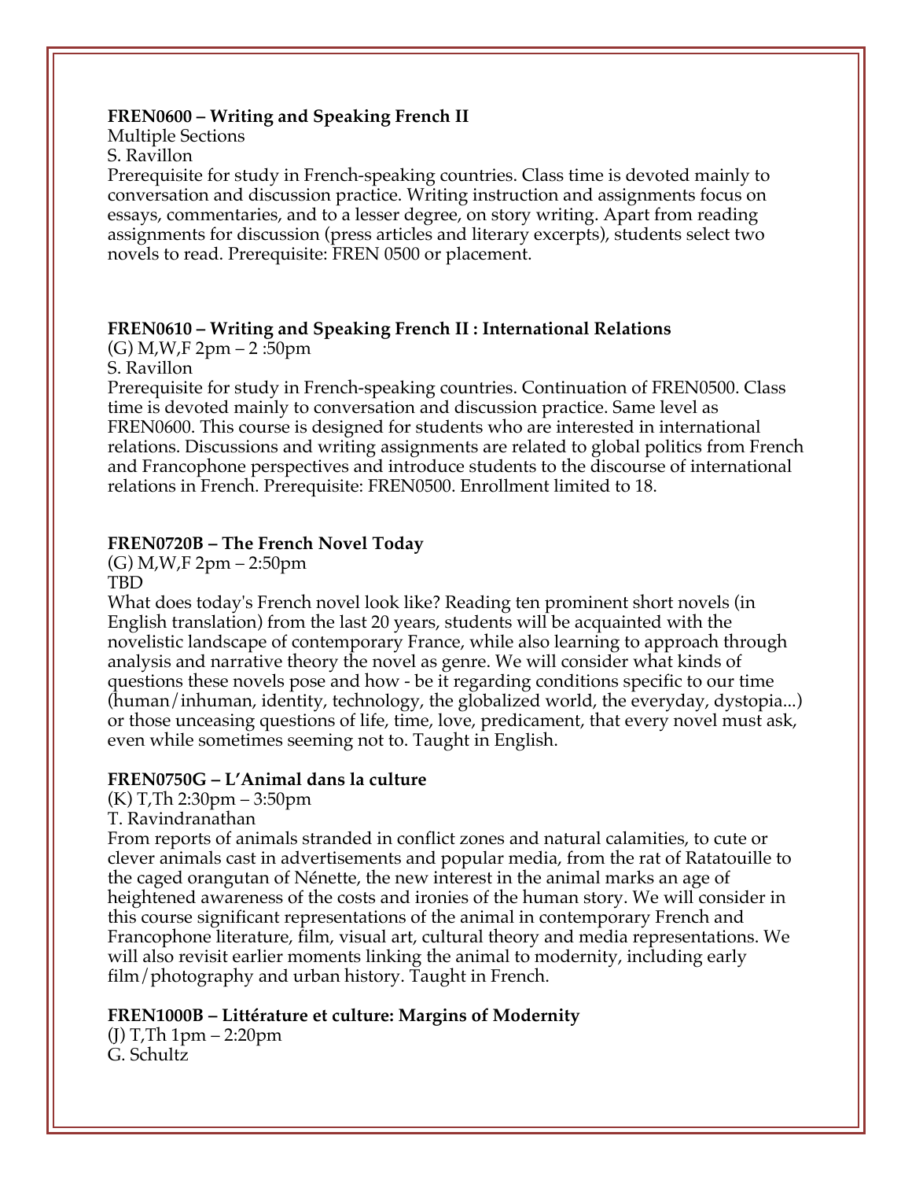**FREN0600 – Writing and Speaking French II**
Multiple Sections
S. Ravillon
Prerequisite for study in French-speaking countries. Class time is devoted mainly to conversation and discussion practice. Writing instruction and assignments focus on essays, commentaries, and to a lesser degree, on story writing. Apart from reading assignments for discussion (press articles and literary excerpts), students select two novels to read. Prerequisite: FREN 0500 or placement.

**FREN0610 – Writing and Speaking French II : International Relations**
(G) M,W,F 2pm – 2 :50pm
S. Ravillon
Prerequisite for study in French-speaking countries. Continuation of FREN0500. Class time is devoted mainly to conversation and discussion practice. Same level as FREN0600. This course is designed for students who are interested in international relations. Discussions and writing assignments are related to global politics from French and Francophone perspectives and introduce students to the discourse of international relations in French. Prerequisite: FREN0500. Enrollment limited to 18.

**FREN0720B – The French Novel Today**
(G) M,W,F 2pm – 2:50pm
TBD
What does today's French novel look like? Reading ten prominent short novels (in English translation) from the last 20 years, students will be acquainted with the novelistic landscape of contemporary France, while also learning to approach through analysis and narrative theory the novel as genre. We will consider what kinds of questions these novels pose and how - be it regarding conditions specific to our time (human/inhuman, identity, technology, the globalized world, the everyday, dystopia...) or those unceasing questions of life, time, love, predicament, that every novel must ask, even while sometimes seeming not to. Taught in English.

**FREN0750G – L'Animal dans la culture**
(K) T,Th 2:30pm – 3:50pm
T. Ravindranathan
From reports of animals stranded in conflict zones and natural calamities, to cute or clever animals cast in advertisements and popular media, from the rat of Ratatouille to the caged orangutan of Nénette, the new interest in the animal marks an age of heightened awareness of the costs and ironies of the human story. We will consider in this course significant representations of the animal in contemporary French and Francophone literature, film, visual art, cultural theory and media representations. We will also revisit earlier moments linking the animal to modernity, including early film/photography and urban history. Taught in French.

**FREN1000B – Littérature et culture: Margins of Modernity**
(J) T,Th 1pm – 2:20pm
G. Schultz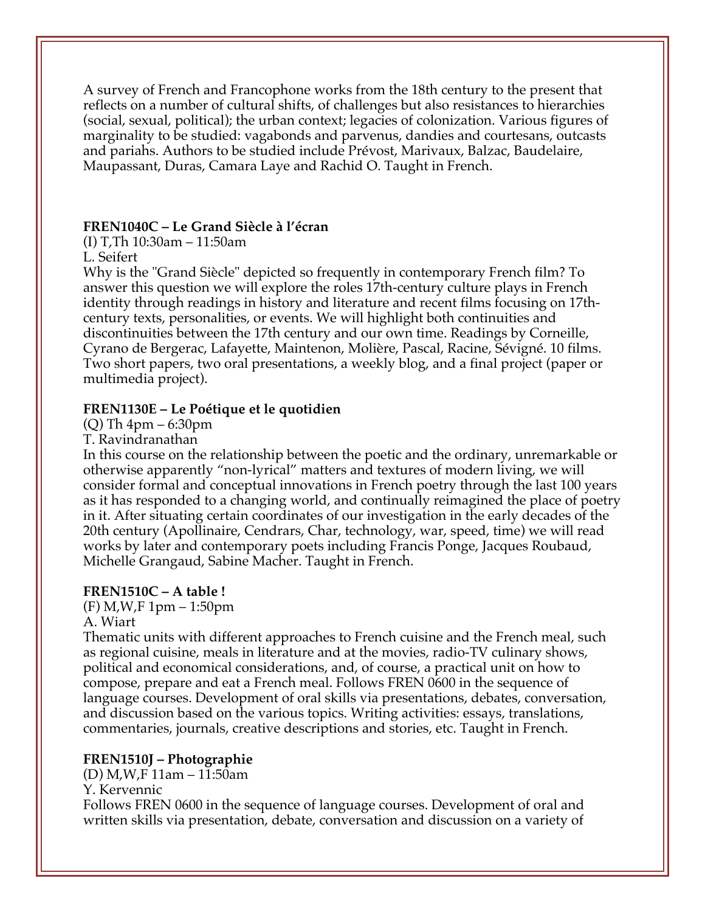A survey of French and Francophone works from the 18th century to the present that reflects on a number of cultural shifts, of challenges but also resistances to hierarchies (social, sexual, political); the urban context; legacies of colonization. Various figures of marginality to be studied: vagabonds and parvenus, dandies and courtesans, outcasts and pariahs. Authors to be studied include Prévost, Marivaux, Balzac, Baudelaire, Maupassant, Duras, Camara Laye and Rachid O. Taught in French.

**FREN1040C – Le Grand Siècle à l'écran**

(I) T,Th 10:30am – 11:50am

L. Seifert

Why is the "Grand Siècle" depicted so frequently in contemporary French film? To answer this question we will explore the roles 17th-century culture plays in French identity through readings in history and literature and recent films focusing on 17th-century texts, personalities, or events. We will highlight both continuities and discontinuities between the 17th century and our own time. Readings by Corneille, Cyrano de Bergerac, Lafayette, Maintenon, Molière, Pascal, Racine, Sévigné. 10 films. Two short papers, two oral presentations, a weekly blog, and a final project (paper or multimedia project).

**FREN1130E – Le Poétique et le quotidien**

(Q) Th 4pm – 6:30pm

T. Ravindranathan

In this course on the relationship between the poetic and the ordinary, unremarkable or otherwise apparently "non-lyrical" matters and textures of modern living, we will consider formal and conceptual innovations in French poetry through the last 100 years as it has responded to a changing world, and continually reimagined the place of poetry in it. After situating certain coordinates of our investigation in the early decades of the 20th century (Apollinaire, Cendrars, Char, technology, war, speed, time) we will read works by later and contemporary poets including Francis Ponge, Jacques Roubaud, Michelle Grangaud, Sabine Macher. Taught in French.

**FREN1510C – A table !**

(F) M,W,F 1pm – 1:50pm

A. Wiart

Thematic units with different approaches to French cuisine and the French meal, such as regional cuisine, meals in literature and at the movies, radio-TV culinary shows, political and economical considerations, and, of course, a practical unit on how to compose, prepare and eat a French meal. Follows FREN 0600 in the sequence of language courses. Development of oral skills via presentations, debates, conversation, and discussion based on the various topics. Writing activities: essays, translations, commentaries, journals, creative descriptions and stories, etc. Taught in French.

**FREN1510J – Photographie**

(D) M,W,F 11am – 11:50am

Y. Kervennic

Follows FREN 0600 in the sequence of language courses. Development of oral and written skills via presentation, debate, conversation and discussion on a variety of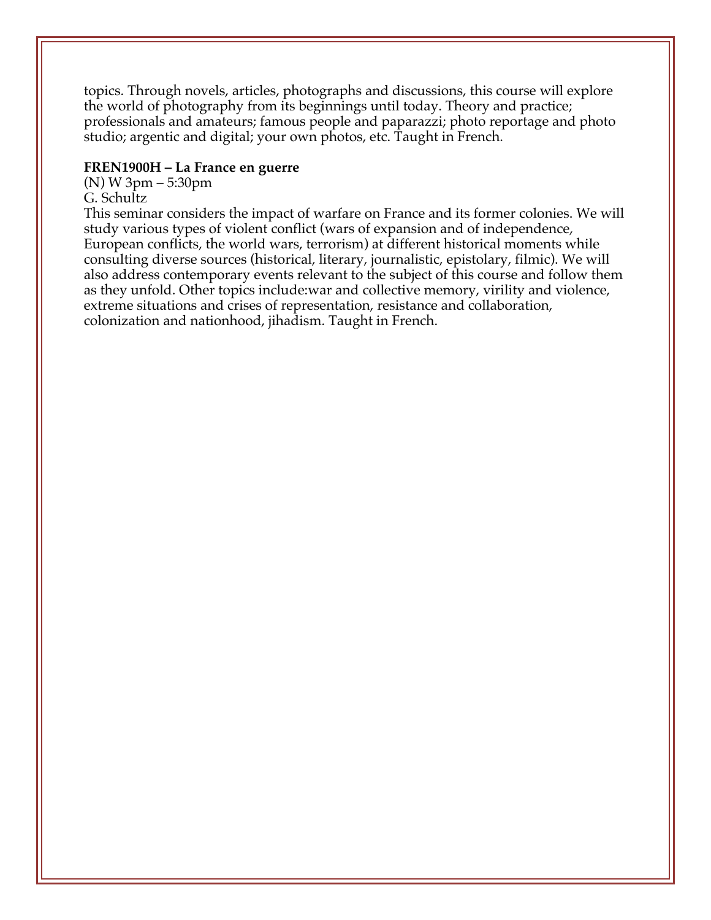topics. Through novels, articles, photographs and discussions, this course will explore the world of photography from its beginnings until today. Theory and practice; professionals and amateurs; famous people and paparazzi; photo reportage and photo studio; argentic and digital; your own photos, etc. Taught in French.

**FREN1900H – La France en guerre**
(N) W 3pm – 5:30pm
G. Schultz
This seminar considers the impact of warfare on France and its former colonies. We will study various types of violent conflict (wars of expansion and of independence, European conflicts, the world wars, terrorism) at different historical moments while consulting diverse sources (historical, literary, journalistic, epistolary, filmic). We will also address contemporary events relevant to the subject of this course and follow them as they unfold. Other topics include:war and collective memory, virility and violence, extreme situations and crises of representation, resistance and collaboration, colonization and nationhood, jihadism. Taught in French.